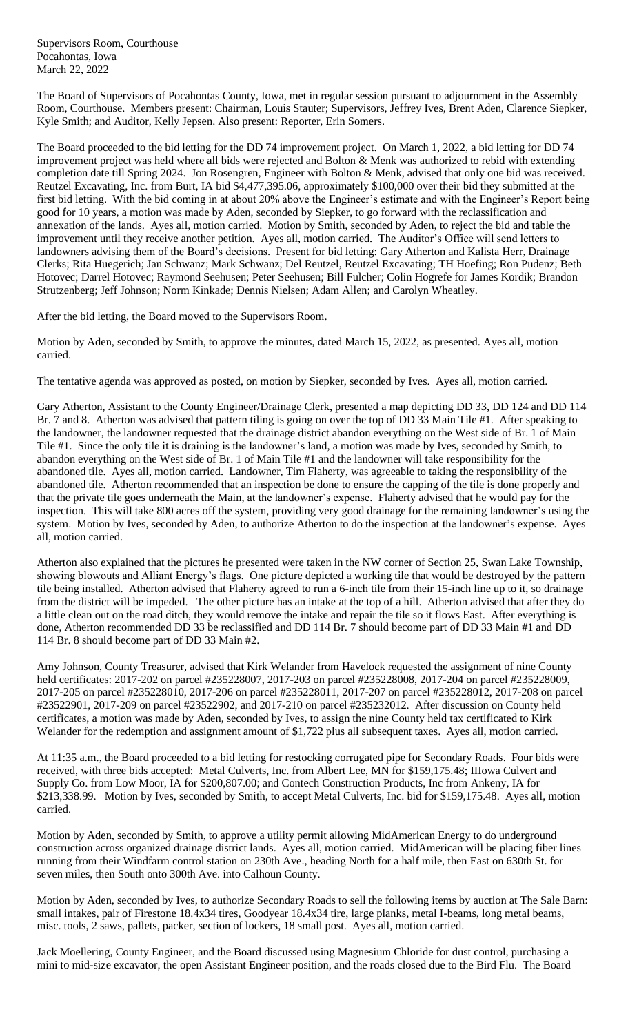Supervisors Room, Courthouse
Pocahontas, Iowa
March 22, 2022

The Board of Supervisors of Pocahontas County, Iowa, met in regular session pursuant to adjournment in the Assembly Room, Courthouse. Members present: Chairman, Louis Stauter; Supervisors, Jeffrey Ives, Brent Aden, Clarence Siepker, Kyle Smith; and Auditor, Kelly Jepsen. Also present: Reporter, Erin Somers.

The Board proceeded to the bid letting for the DD 74 improvement project. On March 1, 2022, a bid letting for DD 74 improvement project was held where all bids were rejected and Bolton & Menk was authorized to rebid with extending completion date till Spring 2024. Jon Rosengren, Engineer with Bolton & Menk, advised that only one bid was received. Reutzel Excavating, Inc. from Burt, IA bid $4,477,395.06, approximately $100,000 over their bid they submitted at the first bid letting. With the bid coming in at about 20% above the Engineer's estimate and with the Engineer's Report being good for 10 years, a motion was made by Aden, seconded by Siepker, to go forward with the reclassification and annexation of the lands. Ayes all, motion carried. Motion by Smith, seconded by Aden, to reject the bid and table the improvement until they receive another petition. Ayes all, motion carried. The Auditor's Office will send letters to landowners advising them of the Board's decisions. Present for bid letting: Gary Atherton and Kalista Herr, Drainage Clerks; Rita Huegerich; Jan Schwanz; Mark Schwanz; Del Reutzel, Reutzel Excavating; TH Hoefing; Ron Pudenz; Beth Hotovec; Darrel Hotovec; Raymond Seehusen; Peter Seehusen; Bill Fulcher; Colin Hogrefe for James Kordik; Brandon Strutzenberg; Jeff Johnson; Norm Kinkade; Dennis Nielsen; Adam Allen; and Carolyn Wheatley.

After the bid letting, the Board moved to the Supervisors Room.

Motion by Aden, seconded by Smith, to approve the minutes, dated March 15, 2022, as presented. Ayes all, motion carried.

The tentative agenda was approved as posted, on motion by Siepker, seconded by Ives. Ayes all, motion carried.

Gary Atherton, Assistant to the County Engineer/Drainage Clerk, presented a map depicting DD 33, DD 124 and DD 114 Br. 7 and 8. Atherton was advised that pattern tiling is going on over the top of DD 33 Main Tile #1. After speaking to the landowner, the landowner requested that the drainage district abandon everything on the West side of Br. 1 of Main Tile #1. Since the only tile it is draining is the landowner's land, a motion was made by Ives, seconded by Smith, to abandon everything on the West side of Br. 1 of Main Tile #1 and the landowner will take responsibility for the abandoned tile. Ayes all, motion carried. Landowner, Tim Flaherty, was agreeable to taking the responsibility of the abandoned tile. Atherton recommended that an inspection be done to ensure the capping of the tile is done properly and that the private tile goes underneath the Main, at the landowner's expense. Flaherty advised that he would pay for the inspection. This will take 800 acres off the system, providing very good drainage for the remaining landowner's using the system. Motion by Ives, seconded by Aden, to authorize Atherton to do the inspection at the landowner's expense. Ayes all, motion carried.

Atherton also explained that the pictures he presented were taken in the NW corner of Section 25, Swan Lake Township, showing blowouts and Alliant Energy's flags. One picture depicted a working tile that would be destroyed by the pattern tile being installed. Atherton advised that Flaherty agreed to run a 6-inch tile from their 15-inch line up to it, so drainage from the district will be impeded. The other picture has an intake at the top of a hill. Atherton advised that after they do a little clean out on the road ditch, they would remove the intake and repair the tile so it flows East. After everything is done, Atherton recommended DD 33 be reclassified and DD 114 Br. 7 should become part of DD 33 Main #1 and DD 114 Br. 8 should become part of DD 33 Main #2.

Amy Johnson, County Treasurer, advised that Kirk Welander from Havelock requested the assignment of nine County held certificates: 2017-202 on parcel #235228007, 2017-203 on parcel #235228008, 2017-204 on parcel #235228009, 2017-205 on parcel #235228010, 2017-206 on parcel #235228011, 2017-207 on parcel #235228012, 2017-208 on parcel #23522901, 2017-209 on parcel #23522902, and 2017-210 on parcel #235232012. After discussion on County held certificates, a motion was made by Aden, seconded by Ives, to assign the nine County held tax certificated to Kirk Welander for the redemption and assignment amount of $1,722 plus all subsequent taxes. Ayes all, motion carried.

At 11:35 a.m., the Board proceeded to a bid letting for restocking corrugated pipe for Secondary Roads. Four bids were received, with three bids accepted: Metal Culverts, Inc. from Albert Lee, MN for $159,175.48; IIIowa Culvert and Supply Co. from Low Moor, IA for $200,807.00; and Contech Construction Products, Inc from Ankeny, IA for $213,338.99. Motion by Ives, seconded by Smith, to accept Metal Culverts, Inc. bid for $159,175.48. Ayes all, motion carried.

Motion by Aden, seconded by Smith, to approve a utility permit allowing MidAmerican Energy to do underground construction across organized drainage district lands. Ayes all, motion carried. MidAmerican will be placing fiber lines running from their Windfarm control station on 230th Ave., heading North for a half mile, then East on 630th St. for seven miles, then South onto 300th Ave. into Calhoun County.

Motion by Aden, seconded by Ives, to authorize Secondary Roads to sell the following items by auction at The Sale Barn: small intakes, pair of Firestone 18.4x34 tires, Goodyear 18.4x34 tire, large planks, metal I-beams, long metal beams, misc. tools, 2 saws, pallets, packer, section of lockers, 18 small post. Ayes all, motion carried.

Jack Moellering, County Engineer, and the Board discussed using Magnesium Chloride for dust control, purchasing a mini to mid-size excavator, the open Assistant Engineer position, and the roads closed due to the Bird Flu. The Board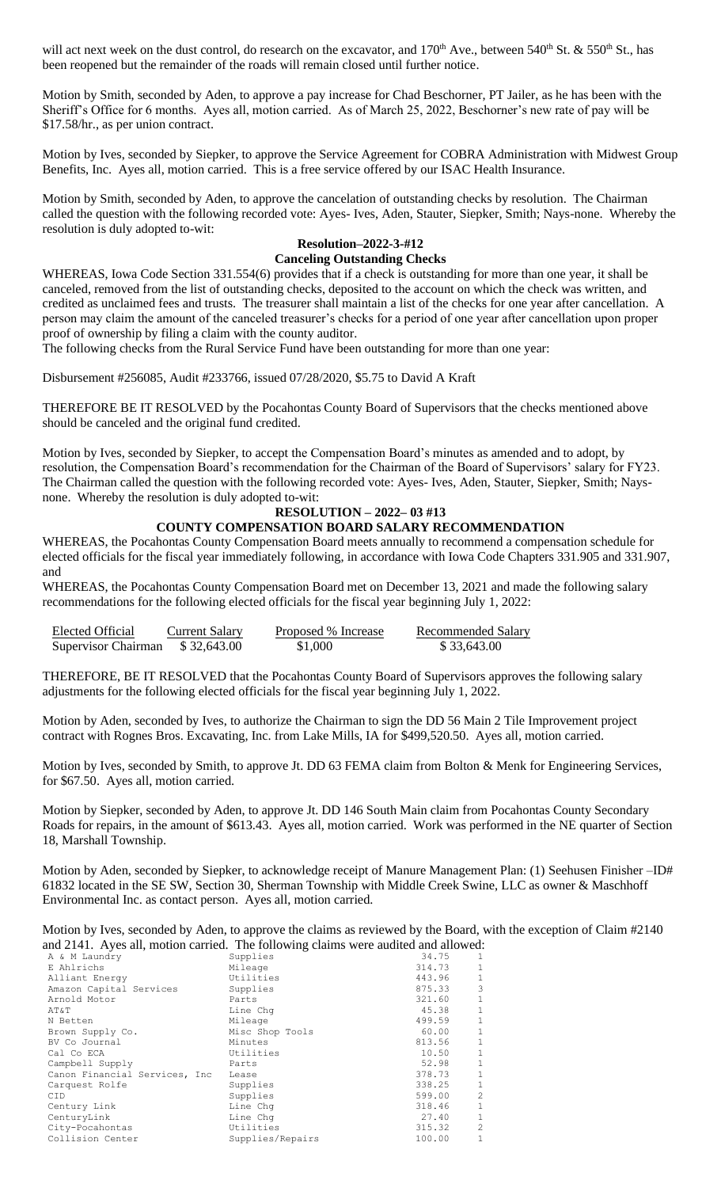will act next week on the dust control, do research on the excavator, and 170th Ave., between 540th St. & 550th St., has been reopened but the remainder of the roads will remain closed until further notice.

Motion by Smith, seconded by Aden, to approve a pay increase for Chad Beschorner, PT Jailer, as he has been with the Sheriff's Office for 6 months. Ayes all, motion carried. As of March 25, 2022, Beschorner's new rate of pay will be $17.58/hr., as per union contract.

Motion by Ives, seconded by Siepker, to approve the Service Agreement for COBRA Administration with Midwest Group Benefits, Inc. Ayes all, motion carried. This is a free service offered by our ISAC Health Insurance.

Motion by Smith, seconded by Aden, to approve the cancelation of outstanding checks by resolution. The Chairman called the question with the following recorded vote: Ayes- Ives, Aden, Stauter, Siepker, Smith; Nays-none. Whereby the resolution is duly adopted to-wit:

**Resolution–2022-3-#12**
**Canceling Outstanding Checks**

WHEREAS, Iowa Code Section 331.554(6) provides that if a check is outstanding for more than one year, it shall be canceled, removed from the list of outstanding checks, deposited to the account on which the check was written, and credited as unclaimed fees and trusts. The treasurer shall maintain a list of the checks for one year after cancellation. A person may claim the amount of the canceled treasurer's checks for a period of one year after cancellation upon proper proof of ownership by filing a claim with the county auditor.

The following checks from the Rural Service Fund have been outstanding for more than one year:

Disbursement #256085, Audit #233766, issued 07/28/2020, $5.75 to David A Kraft

THEREFORE BE IT RESOLVED by the Pocahontas County Board of Supervisors that the checks mentioned above should be canceled and the original fund credited.

Motion by Ives, seconded by Siepker, to accept the Compensation Board's minutes as amended and to adopt, by resolution, the Compensation Board's recommendation for the Chairman of the Board of Supervisors' salary for FY23. The Chairman called the question with the following recorded vote: Ayes- Ives, Aden, Stauter, Siepker, Smith; Nays-none. Whereby the resolution is duly adopted to-wit:

**RESOLUTION – 2022– 03 #13**
**COUNTY COMPENSATION BOARD SALARY RECOMMENDATION**

WHEREAS, the Pocahontas County Compensation Board meets annually to recommend a compensation schedule for elected officials for the fiscal year immediately following, in accordance with Iowa Code Chapters 331.905 and 331.907, and

WHEREAS, the Pocahontas County Compensation Board met on December 13, 2021 and made the following salary recommendations for the following elected officials for the fiscal year beginning July 1, 2022:

| Elected Official | Current Salary | Proposed % Increase | Recommended Salary |
|---|---|---|---|
| Supervisor Chairman | $ 32,643.00 | $1,000 | $ 33,643.00 |

THEREFORE, BE IT RESOLVED that the Pocahontas County Board of Supervisors approves the following salary adjustments for the following elected officials for the fiscal year beginning July 1, 2022.

Motion by Aden, seconded by Ives, to authorize the Chairman to sign the DD 56 Main 2 Tile Improvement project contract with Rognes Bros. Excavating, Inc. from Lake Mills, IA for $499,520.50. Ayes all, motion carried.

Motion by Ives, seconded by Smith, to approve Jt. DD 63 FEMA claim from Bolton & Menk for Engineering Services, for $67.50. Ayes all, motion carried.

Motion by Siepker, seconded by Aden, to approve Jt. DD 146 South Main claim from Pocahontas County Secondary Roads for repairs, in the amount of $613.43. Ayes all, motion carried. Work was performed in the NE quarter of Section 18, Marshall Township.

Motion by Aden, seconded by Siepker, to acknowledge receipt of Manure Management Plan: (1) Seehusen Finisher –ID# 61832 located in the SE SW, Section 30, Sherman Township with Middle Creek Swine, LLC as owner & Maschhoff Environmental Inc. as contact person. Ayes all, motion carried.

Motion by Ives, seconded by Aden, to approve the claims as reviewed by the Board, with the exception of Claim #2140 and 2141. Ayes all, motion carried. The following claims were audited and allowed:

| | | | |
|---|---|---|---|
| A & M Laundry | Supplies | 34.75 | 1 |
| E Ahlrichs | Mileage | 314.73 | 1 |
| Alliant Energy | Utilities | 443.96 | 1 |
| Amazon Capital Services | Supplies | 875.33 | 3 |
| Arnold Motor | Parts | 321.60 | 1 |
| AT&T | Line Chg | 45.38 | 1 |
| N Betten | Mileage | 499.59 | 1 |
| Brown Supply Co. | Misc Shop Tools | 60.00 | 1 |
| BV Co Journal | Minutes | 813.56 | 1 |
| Cal Co ECA | Utilities | 10.50 | 1 |
| Campbell Supply | Parts | 52.98 | 1 |
| Canon Financial Services, Inc | Lease | 378.73 | 1 |
| Carquest Rolfe | Supplies | 338.25 | 1 |
| CID | Supplies | 599.00 | 2 |
| Century Link | Line Chg | 318.46 | 1 |
| CenturyLink | Line Chg | 27.40 | 1 |
| City-Pocahontas | Utilities | 315.32 | 2 |
| Collision Center | Supplies/Repairs | 100.00 | 1 |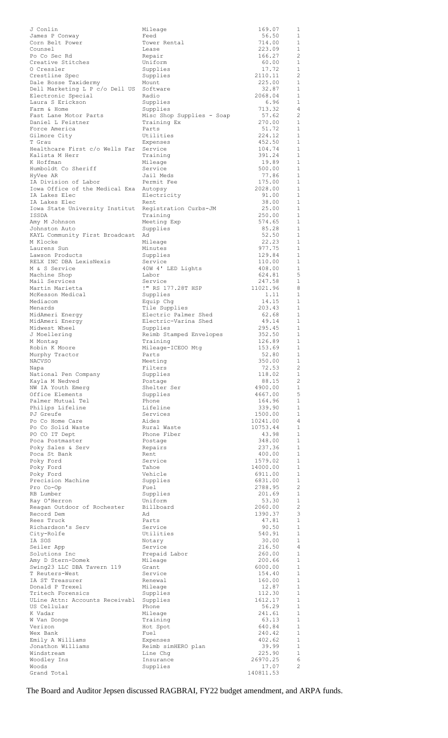| | | | |
|---|---|---|---|
| J Conlin | Mileage | 169.07 | 1 |
| James P Conway | Feed | 56.50 | 1 |
| Corn Belt Power | Tower Rental | 714.00 | 1 |
| Counsel | Lease | 223.09 | 1 |
| Po Co Sec Rd | Repair | 166.27 | 2 |
| Creative Stitches | Uniform | 60.00 | 1 |
| O Cressler | Supplies | 17.72 | 1 |
| Crestline Spec | Supplies | 2110.11 | 2 |
| Dale Bosse Taxidermy | Mount | 225.00 | 1 |
| Dell Marketing L P c/o Dell US | Software | 32.87 | 1 |
| Electronic Special | Radio | 2068.04 | 1 |
| Laura S Erickson | Supplies | 6.96 | 1 |
| Farm & Home | Supplies | 713.32 | 4 |
| Fast Lane Motor Parts | Misc Shop Supplies - Soap | 57.62 | 2 |
| Daniel L Feistner | Training Ex | 270.00 | 1 |
| Force America | Parts | 51.72 | 1 |
| Gilmore City | Utilities | 224.12 | 1 |
| T Grau | Expenses | 452.50 | 1 |
| Healthcare First c/o Wells Far | Service | 104.74 | 1 |
| Kalista M Herr | Training | 391.24 | 1 |
| K Hoffman | Mileage | 19.89 | 1 |
| Humboldt Co Sheriff | Service | 500.00 | 1 |
| HyVee AR | Jail Meds | 77.86 | 1 |
| IA Division of Labor | Permit Fee | 175.00 | 1 |
| Iowa Office of the Medical Exa | Autopsy | 2028.00 | 1 |
| IA Lakes Elec | Electricity | 91.00 | 1 |
| IA Lakes Elec | Rent | 38.00 | 1 |
| Iowa State University Institut | Registration Curbs-JM | 25.00 | 1 |
| ISSDA | Training | 250.00 | 1 |
| Amy M Johnson | Meeting Exp | 574.65 | 1 |
| Johnston Auto | Supplies | 85.28 | 1 |
| KAYL Community First Broadcast | Ad | 52.50 | 1 |
| M Klocke | Mileage | 22.23 | 1 |
| Laurens Sun | Minutes | 977.75 | 1 |
| Lawson Products | Supplies | 129.84 | 1 |
| RELX INC DBA LexisNexis | Service | 110.00 | 1 |
| M & S Service | 40W 4' LED Lights | 408.00 | 1 |
| Machine Shop | Labor | 624.81 | 5 |
| Mail Services | Service | 247.58 | 1 |
| Martin Marietta | !" RS 177.28T HSP | 11021.96 | 8 |
| McKesson Medical | Supplies | 1.11 | 1 |
| Mediacom | Equip Chg | 14.15 | 1 |
| Menards | Tile Supplies | 203.43 | 1 |
| MidAmeri Energy | Electric Palmer Shed | 62.68 | 1 |
| MidAmeri Energy | Electric-Varina Shed | 49.14 | 1 |
| Midwest Wheel | Supplies | 295.45 | 1 |
| J Moellering | Reimb Stamped Envelopes | 352.50 | 1 |
| M Montag | Training | 126.89 | 1 |
| Robin K Moore | Mileage-ICEOO Mtg | 153.69 | 1 |
| Murphy Tractor | Parts | 52.80 | 1 |
| NACVSO | Meeting | 350.00 | 1 |
| Napa | Filters | 72.53 | 2 |
| National Pen Company | Supplies | 118.02 | 1 |
| Kayla M Nedved | Postage | 88.15 | 2 |
| NW IA Youth Emerg | Shelter Ser | 4900.00 | 1 |
| Office Elements | Supplies | 4667.00 | 5 |
| Palmer Mutual Tel | Phone | 164.96 | 1 |
| Philips Lifeline | Lifeline | 339.90 | 1 |
| PJ Greufe | Services | 1500.00 | 1 |
| Po Co Home Care | Aides | 10241.00 | 4 |
| Po Co Solid Waste | Rural Waste | 10753.44 | 1 |
| PO CO IT Dept | Phone Fiber | 43.98 | 1 |
| Poca Postmaster | Postage | 348.00 | 1 |
| Poky Sales & Serv | Repairs | 237.36 | 1 |
| Poca St Bank | Rent | 400.00 | 1 |
| Poky Ford | Service | 1579.02 | 1 |
| Poky Ford | Tahoe | 14000.00 | 1 |
| Poky Ford | Vehicle | 6911.00 | 1 |
| Precision Machine | Supplies | 6831.00 | 1 |
| Pro Co-Op | Fuel | 2788.95 | 2 |
| RB Lumber | Supplies | 201.69 | 1 |
| Ray O'Herron | Uniform | 53.30 | 1 |
| Reagan Outdoor of Rochester | Billboard | 2060.00 | 2 |
| Record Dem | Ad | 1390.37 | 3 |
| Rees Truck | Parts | 47.81 | 1 |
| Richardson's Serv | Service | 90.50 | 1 |
| City-Rolfe | Utilities | 540.91 | 1 |
| IA SOS | Notary | 30.00 | 1 |
| Seiler App | Service | 216.50 | 4 |
| Solutions Inc | Prepaid Labor | 260.00 | 1 |
| Amy D Stern-Domek | Mileage | 200.66 | 1 |
| Swing23 LLC DBA Tavern 119 | Grant | 6000.00 | 1 |
| T Reuters-West | Service | 154.40 | 1 |
| IA ST Treasurer | Renewal | 160.00 | 1 |
| Donald P Trexel | Mileage | 12.87 | 1 |
| Tritech Forensics | Supplies | 112.30 | 1 |
| ULine Attn: Accounts Receivabl | Supplies | 1612.17 | 1 |
| US Cellular | Phone | 56.29 | 1 |
| K Vadar | Mileage | 241.61 | 1 |
| W Van Donge | Training | 63.13 | 1 |
| Verizon | Hot Spot | 640.84 | 1 |
| Wex Bank | Fuel | 240.42 | 1 |
| Emily A Williams | Expenses | 402.62 | 1 |
| Jonathon Williams | Reimb simHERO plan | 39.99 | 1 |
| Windstream | Line Chg | 225.90 | 1 |
| Woodley Ins | Insurance | 26970.25 | 6 |
| Woods | Supplies | 17.07 | 2 |
| Grand Total | | 140811.53 | |

The Board and Auditor Jepsen discussed RAGBRAI, FY22 budget amendment, and ARPA funds.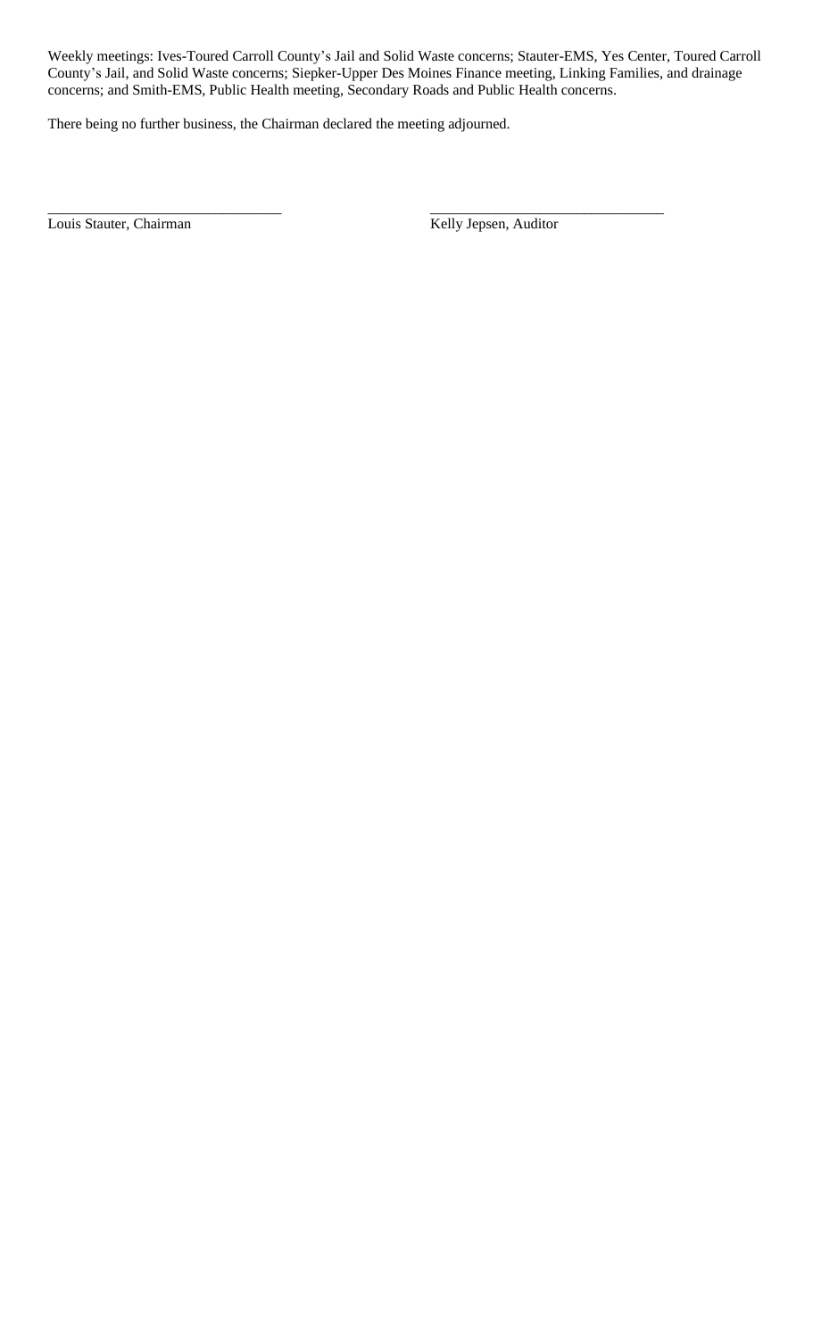Weekly meetings: Ives-Toured Carroll County's Jail and Solid Waste concerns; Stauter-EMS, Yes Center, Toured Carroll County's Jail, and Solid Waste concerns; Siepker-Upper Des Moines Finance meeting, Linking Families, and drainage concerns; and Smith-EMS, Public Health meeting, Secondary Roads and Public Health concerns.

There being no further business, the Chairman declared the meeting adjourned.

_______________________________ _______________________________

Louis Stauter, Chairman Kelly Jepsen, Auditor